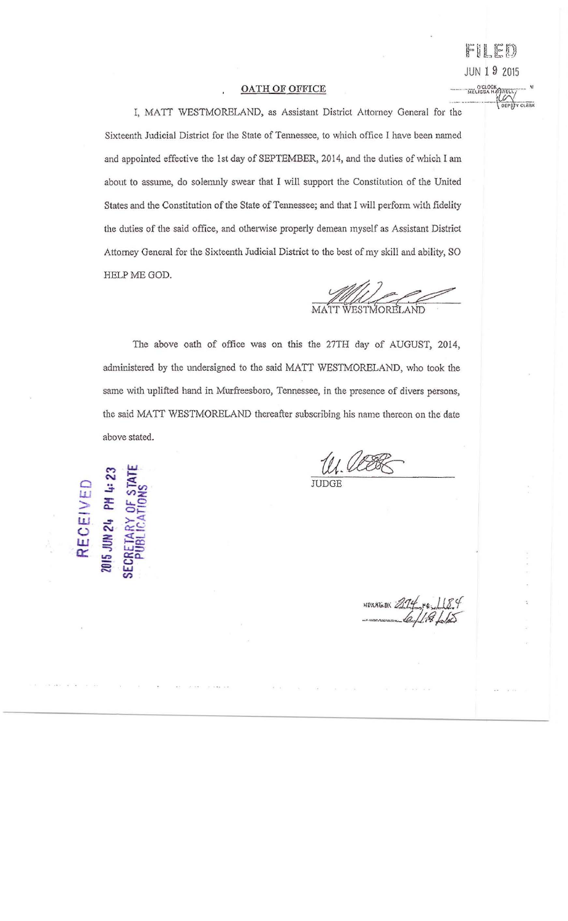FILED

JUN 19 2015

O'CLOCK ___ M
MELISSA HARRELL
DEPUTY CLERK

## OATH OF OFFICE

I, MATT WESTMORELAND, as Assistant District Attorney General for the Sixteenth Judicial District for the State of Tennessee, to which office I have been named and appointed effective the 1st day of SEPTEMBER, 2014, and the duties of which I am about to assume, do solemnly swear that I will support the Constitution of the United States and the Constitution of the State of Tennessee; and that I will perform with fidelity the duties of the said office, and otherwise properly demean myself as Assistant District Attorney General for the Sixteenth Judicial District to the best of my skill and ability, SO HELP ME GOD.

MATT WESTMORELAND

The above oath of office was on this the 27TH day of AUGUST, 2014, administered by the undersigned to the said MATT WESTMORELAND, who took the same with uplifted hand in Murfreesboro, Tennessee, in the presence of divers persons, the said MATT WESTMORELAND thereafter subscribing his name thereon on the date above stated.

JUDGE

RECEIVED
2015 JUN 24 PM 4:23
SECRETARY OF STATE
PUBLICATIONS

MINUTE BK 274 PG 1184
6/18/15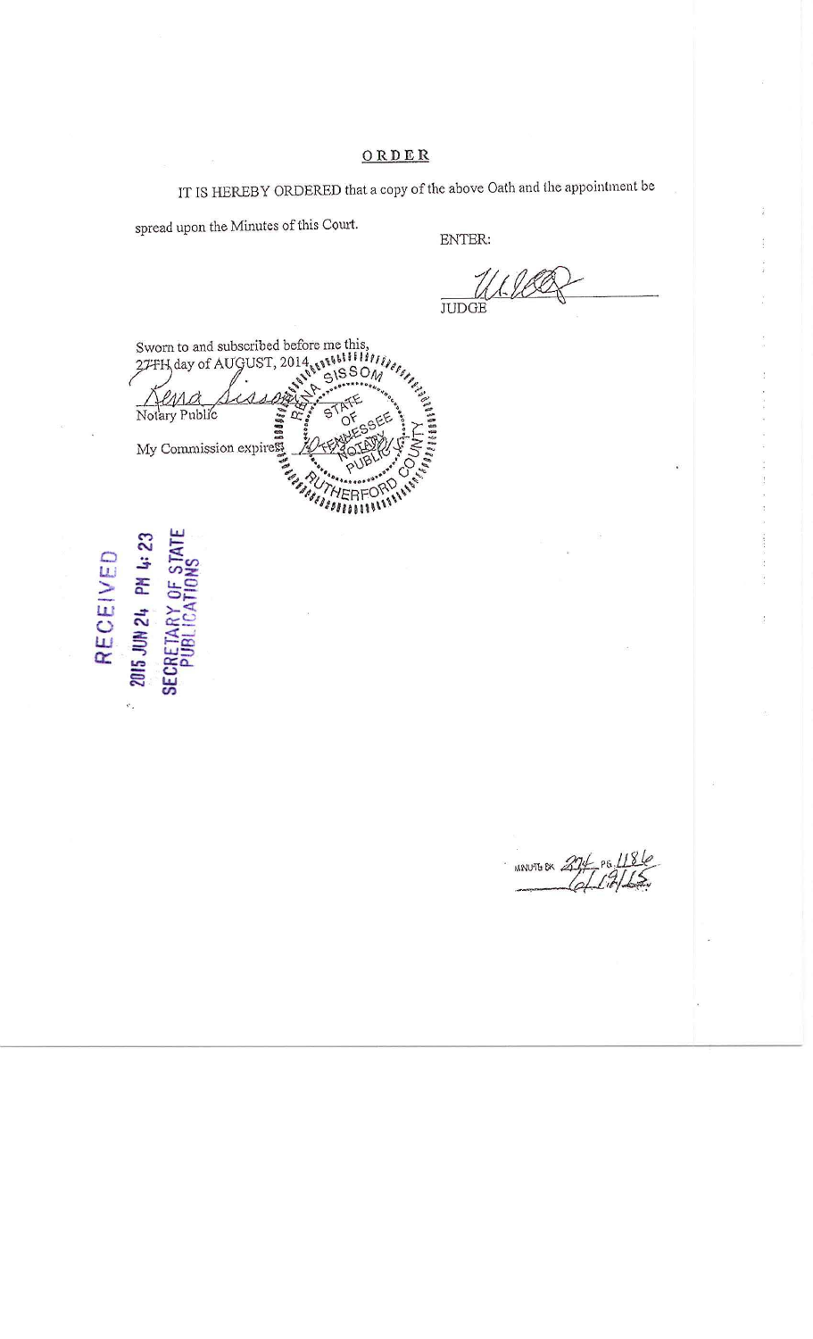# ORDER

IT IS HEREBY ORDERED that a copy of the above Oath and the appointment be spread upon the Minutes of this Court.

ENTER:

JUDGE

Sworn to and subscribed before me this, 27TH day of AUGUST, 2014.

Notary Public

My Commission expires

RENA SISSOM
STATE OF TENNESSEE
NOTARY PUBLIC
RUTHERFORD COUNTY

RECEIVED
2015 JUN 24 PM 4: 23
SECRETARY OF STATE
PUBLICATIONS

MINUTE BK 274 PG 1186
6/19/15